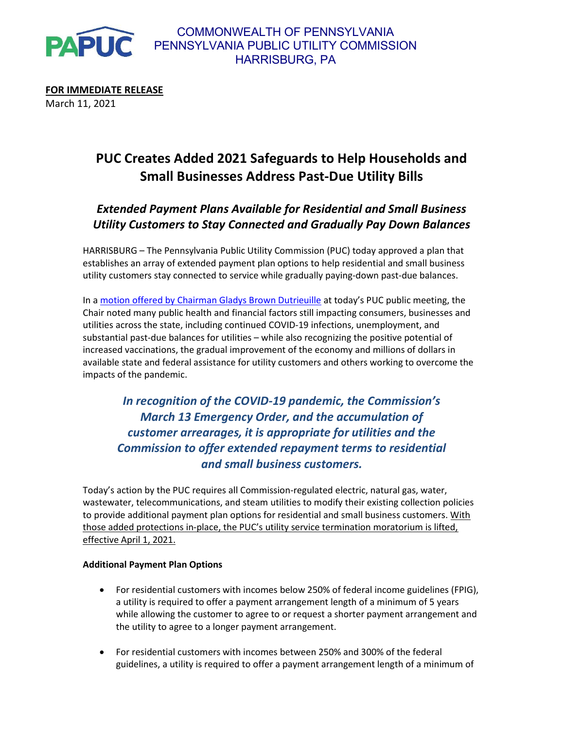COMMONWEALTH OF PENNSYLVANIA
PENNSYLVANIA PUBLIC UTILITY COMMISSION
HARRISBURG, PA

**FOR IMMEDIATE RELEASE**
March 11, 2021

# PUC Creates Added 2021 Safeguards to Help Households and Small Businesses Address Past-Due Utility Bills

## *Extended Payment Plans Available for Residential and Small Business Utility Customers to Stay Connected and Gradually Pay Down Balances*

HARRISBURG – The Pennsylvania Public Utility Commission (PUC) today approved a plan that establishes an array of extended payment plan options to help residential and small business utility customers stay connected to service while gradually paying-down past-due balances.

In a motion offered by Chairman Gladys Brown Dutrieuille at today's PUC public meeting, the Chair noted many public health and financial factors still impacting consumers, businesses and utilities across the state, including continued COVID-19 infections, unemployment, and substantial past-due balances for utilities – while also recognizing the positive potential of increased vaccinations, the gradual improvement of the economy and millions of dollars in available state and federal assistance for utility customers and others working to overcome the impacts of the pandemic.

> ***In recognition of the COVID-19 pandemic, the Commission's March 13 Emergency Order, and the accumulation of customer arrearages, it is appropriate for utilities and the Commission to offer extended repayment terms to residential and small business customers.***

Today's action by the PUC requires all Commission-regulated electric, natural gas, water, wastewater, telecommunications, and steam utilities to modify their existing collection policies to provide additional payment plan options for residential and small business customers. With those added protections in-place, the PUC's utility service termination moratorium is lifted, effective April 1, 2021.

**Additional Payment Plan Options**

- For residential customers with incomes below 250% of federal income guidelines (FPIG), a utility is required to offer a payment arrangement length of a minimum of 5 years while allowing the customer to agree to or request a shorter payment arrangement and the utility to agree to a longer payment arrangement.
- For residential customers with incomes between 250% and 300% of the federal guidelines, a utility is required to offer a payment arrangement length of a minimum of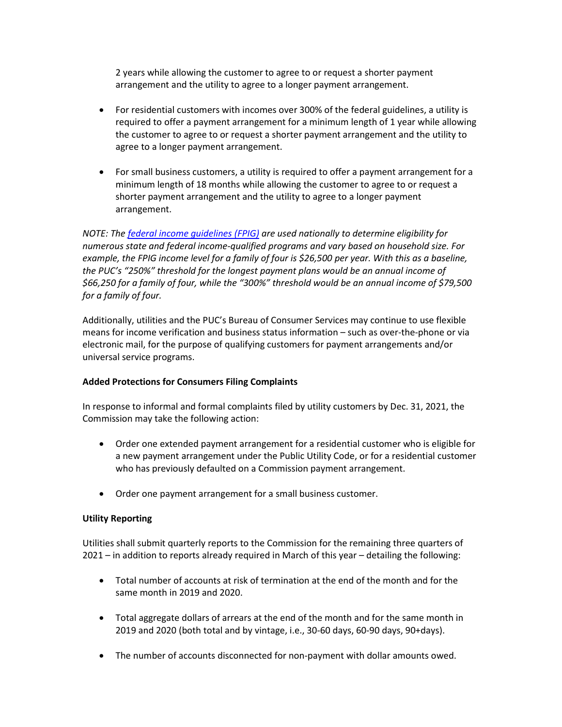2 years while allowing the customer to agree to or request a shorter payment arrangement and the utility to agree to a longer payment arrangement.

- For residential customers with incomes over 300% of the federal guidelines, a utility is required to offer a payment arrangement for a minimum length of 1 year while allowing the customer to agree to or request a shorter payment arrangement and the utility to agree to a longer payment arrangement.

- For small business customers, a utility is required to offer a payment arrangement for a minimum length of 18 months while allowing the customer to agree to or request a shorter payment arrangement and the utility to agree to a longer payment arrangement.

*NOTE: The [federal income guidelines (FPIG)]() are used nationally to determine eligibility for numerous state and federal income-qualified programs and vary based on household size. For example, the FPIG income level for a family of four is $26,500 per year. With this as a baseline, the PUC's "250%" threshold for the longest payment plans would be an annual income of $66,250 for a family of four, while the "300%" threshold would be an annual income of $79,500 for a family of four.*

Additionally, utilities and the PUC's Bureau of Consumer Services may continue to use flexible means for income verification and business status information – such as over-the-phone or via electronic mail, for the purpose of qualifying customers for payment arrangements and/or universal service programs.

**Added Protections for Consumers Filing Complaints**

In response to informal and formal complaints filed by utility customers by Dec. 31, 2021, the Commission may take the following action:

- Order one extended payment arrangement for a residential customer who is eligible for a new payment arrangement under the Public Utility Code, or for a residential customer who has previously defaulted on a Commission payment arrangement.

- Order one payment arrangement for a small business customer.

**Utility Reporting**

Utilities shall submit quarterly reports to the Commission for the remaining three quarters of 2021 – in addition to reports already required in March of this year – detailing the following:

- Total number of accounts at risk of termination at the end of the month and for the same month in 2019 and 2020.

- Total aggregate dollars of arrears at the end of the month and for the same month in 2019 and 2020 (both total and by vintage, i.e., 30-60 days, 60-90 days, 90+days).

- The number of accounts disconnected for non-payment with dollar amounts owed.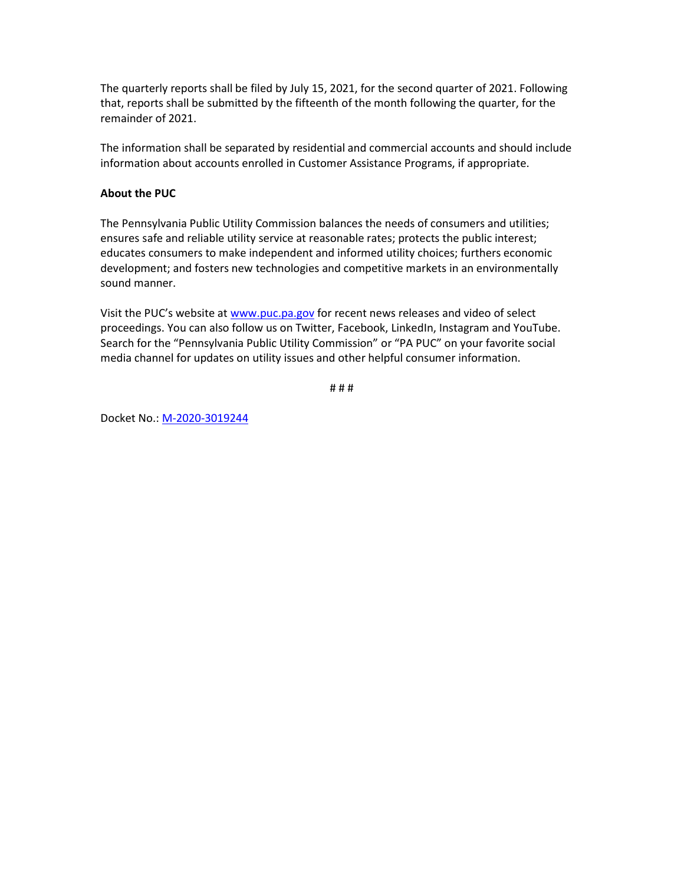The quarterly reports shall be filed by July 15, 2021, for the second quarter of 2021. Following that, reports shall be submitted by the fifteenth of the month following the quarter, for the remainder of 2021.

The information shall be separated by residential and commercial accounts and should include information about accounts enrolled in Customer Assistance Programs, if appropriate.

**About the PUC**

The Pennsylvania Public Utility Commission balances the needs of consumers and utilities; ensures safe and reliable utility service at reasonable rates; protects the public interest; educates consumers to make independent and informed utility choices; furthers economic development; and fosters new technologies and competitive markets in an environmentally sound manner.

Visit the PUC's website at [www.puc.pa.gov](http://www.puc.pa.gov) for recent news releases and video of select proceedings. You can also follow us on Twitter, Facebook, LinkedIn, Instagram and YouTube. Search for the "Pennsylvania Public Utility Commission" or "PA PUC" on your favorite social media channel for updates on utility issues and other helpful consumer information.

# # #

Docket No.: M-2020-3019244